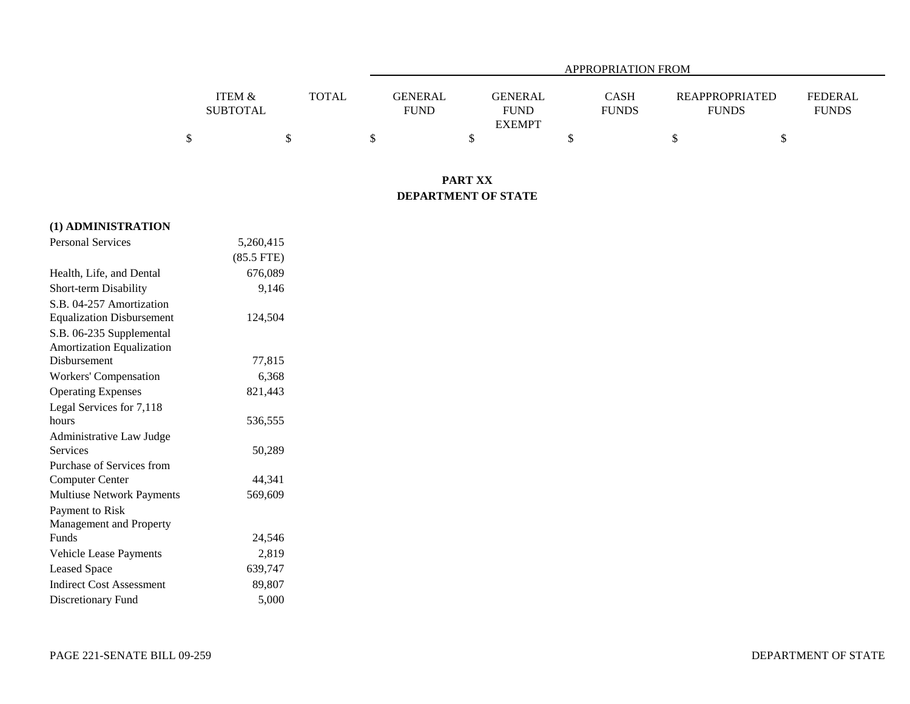| | ITEM & SUBTOTAL | TOTAL | APPROPRIATION FROM GENERAL FUND | GENERAL FUND EXEMPT | CASH FUNDS | REAPPROPRIATED FUNDS | FEDERAL FUNDS |
|---|---|---|---|---|---|---|---|
| | $ | $ | $ | $ | $ | $ | $ |

## PART XX
## DEPARTMENT OF STATE

| | ITEM & SUBTOTAL | TOTAL | GENERAL FUND | GENERAL FUND EXEMPT | CASH FUNDS | REAPPROPRIATED FUNDS | FEDERAL FUNDS |
|---|---|---|---|---|---|---|---|
| **(1) ADMINISTRATION** | | | | | | | |
| Personal Services | 5,260,415 | | | | | | |
| | (85.5 FTE) | | | | | | |
| Health, Life, and Dental | 676,089 | | | | | | |
| Short-term Disability | 9,146 | | | | | | |
| S.B. 04-257 Amortization Equalization Disbursement | 124,504 | | | | | | |
| S.B. 06-235 Supplemental Amortization Equalization Disbursement | 77,815 | | | | | | |
| Workers' Compensation | 6,368 | | | | | | |
| Operating Expenses | 821,443 | | | | | | |
| Legal Services for 7,118 hours | 536,555 | | | | | | |
| Administrative Law Judge Services | 50,289 | | | | | | |
| Purchase of Services from Computer Center | 44,341 | | | | | | |
| Multiuse Network Payments | 569,609 | | | | | | |
| Payment to Risk Management and Property Funds | 24,546 | | | | | | |
| Vehicle Lease Payments | 2,819 | | | | | | |
| Leased Space | 639,747 | | | | | | |
| Indirect Cost Assessment | 89,807 | | | | | | |
| Discretionary Fund | 5,000 | | | | | | |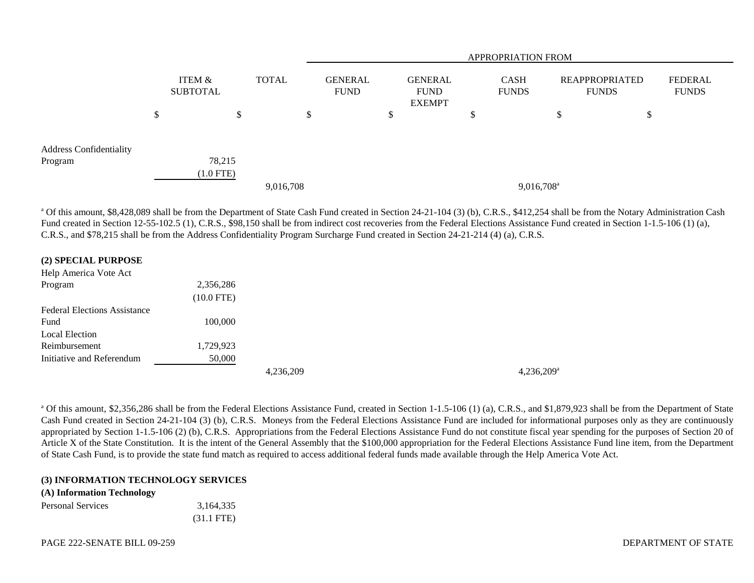| | ITEM & SUBTOTAL | TOTAL | APPROPRIATION FROM | | | | |
|---|---|---|---|---|---|---|---|
| | | | GENERAL FUND | GENERAL FUND EXEMPT | CASH FUNDS | REAPPROPRIATED FUNDS | FEDERAL FUNDS |
| | $ | $ | $ | $ | $ | $ | $ |
| Address Confidentiality Program | 78,215 | | | | | | |
| | (1.0 FTE) | | | | | | |
| | | 9,016,708 | | | 9,016,708[a] | | |

[a] Of this amount, $8,428,089 shall be from the Department of State Cash Fund created in Section 24-21-104 (3) (b), C.R.S., $412,254 shall be from the Notary Administration Cash Fund created in Section 12-55-102.5 (1), C.R.S., $98,150 shall be from indirect cost recoveries from the Federal Elections Assistance Fund created in Section 1-1.5-106 (1) (a), C.R.S., and $78,215 shall be from the Address Confidentiality Program Surcharge Fund created in Section 24-21-214 (4) (a), C.R.S.

**(2) SPECIAL PURPOSE**

| | ITEM & SUBTOTAL | TOTAL | GENERAL FUND | GENERAL FUND EXEMPT | CASH FUNDS | REAPPROPRIATED FUNDS | FEDERAL FUNDS |
|---|---|---|---|---|---|---|---|
| Help America Vote Act Program | 2,356,286 | | | | | | |
| | (10.0 FTE) | | | | | | |
| Federal Elections Assistance Fund | 100,000 | | | | | | |
| Local Election Reimbursement | 1,729,923 | | | | | | |
| Initiative and Referendum | 50,000 | | | | | | |
| | | 4,236,209 | | | 4,236,209[a] | | |

[a] Of this amount, $2,356,286 shall be from the Federal Elections Assistance Fund, created in Section 1-1.5-106 (1) (a), C.R.S., and $1,879,923 shall be from the Department of State Cash Fund created in Section 24-21-104 (3) (b), C.R.S. Moneys from the Federal Elections Assistance Fund are included for informational purposes only as they are continuously appropriated by Section 1-1.5-106 (2) (b), C.R.S. Appropriations from the Federal Elections Assistance Fund do not constitute fiscal year spending for the purposes of Section 20 of Article X of the State Constitution. It is the intent of the General Assembly that the $100,000 appropriation for the Federal Elections Assistance Fund line item, from the Department of State Cash Fund, is to provide the state fund match as required to access additional federal funds made available through the Help America Vote Act.

**(3) INFORMATION TECHNOLOGY SERVICES**

**(A) Information Technology**

| | ITEM & SUBTOTAL | TOTAL | GENERAL FUND | GENERAL FUND EXEMPT | CASH FUNDS | REAPPROPRIATED FUNDS | FEDERAL FUNDS |
|---|---|---|---|---|---|---|---|
| Personal Services | 3,164,335 | | | | | | |
| | (31.1 FTE) | | | | | | |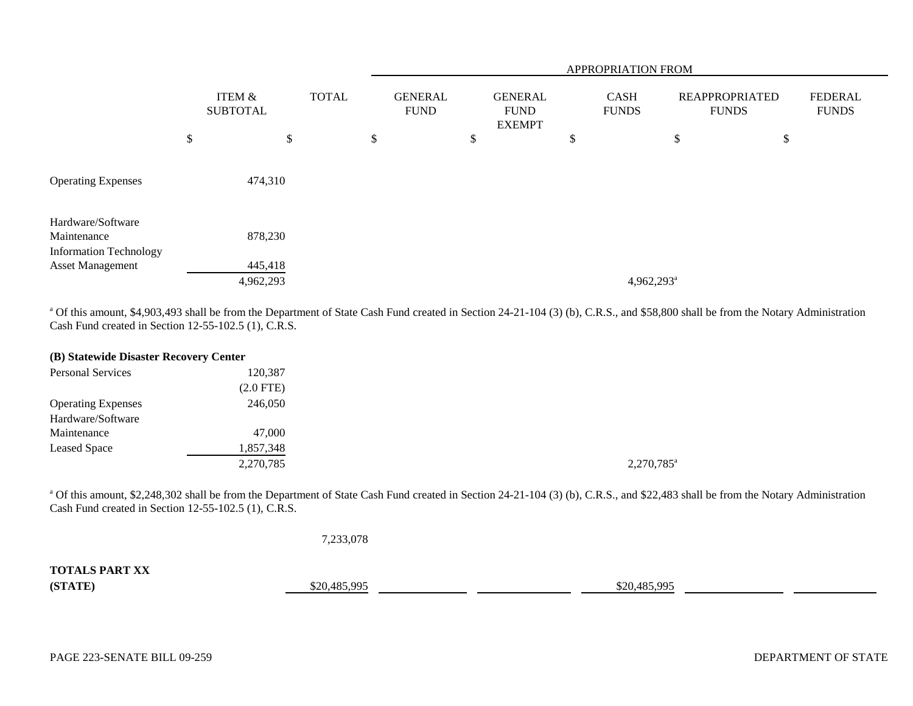| | ITEM & SUBTOTAL | TOTAL | APPROPRIATION FROM GENERAL FUND | GENERAL FUND EXEMPT | CASH FUNDS | REAPPROPRIATED FUNDS | FEDERAL FUNDS |
|---|---|---|---|---|---|---|---|
| | $ | $ | $ | $ | $ | $ | $ |
| Operating Expenses | 474,310 | | | | | | |
| Hardware/Software Maintenance | 878,230 | | | | | | |
| Information Technology Asset Management | 445,418 | | | | | | |
| | 4,962,293 | | | | 4,962,293[a] | | |

[a] Of this amount, $4,903,493 shall be from the Department of State Cash Fund created in Section 24-21-104 (3) (b), C.R.S., and $58,800 shall be from the Notary Administration Cash Fund created in Section 12-55-102.5 (1), C.R.S.

| | ITEM & SUBTOTAL | TOTAL | GENERAL FUND | GENERAL FUND EXEMPT | CASH FUNDS | REAPPROPRIATED FUNDS | FEDERAL FUNDS |
|---|---|---|---|---|---|---|---|
| **(B) Statewide Disaster Recovery Center** | | | | | | | |
| Personal Services | 120,387 | | | | | | |
| | (2.0 FTE) | | | | | | |
| Operating Expenses | 246,050 | | | | | | |
| Hardware/Software Maintenance | 47,000 | | | | | | |
| Leased Space | 1,857,348 | | | | | | |
| | 2,270,785 | | | | 2,270,785[a] | | |

[a] Of this amount, $2,248,302 shall be from the Department of State Cash Fund created in Section 24-21-104 (3) (b), C.R.S., and $22,483 shall be from the Notary Administration Cash Fund created in Section 12-55-102.5 (1), C.R.S.

| | ITEM & SUBTOTAL | TOTAL | GENERAL FUND | GENERAL FUND EXEMPT | CASH FUNDS | REAPPROPRIATED FUNDS | FEDERAL FUNDS |
|---|---|---|---|---|---|---|---|
| | | 7,233,078 | | | | | |
| **TOTALS PART XX (STATE)** | | $20,485,995 | | | $20,485,995 | | |